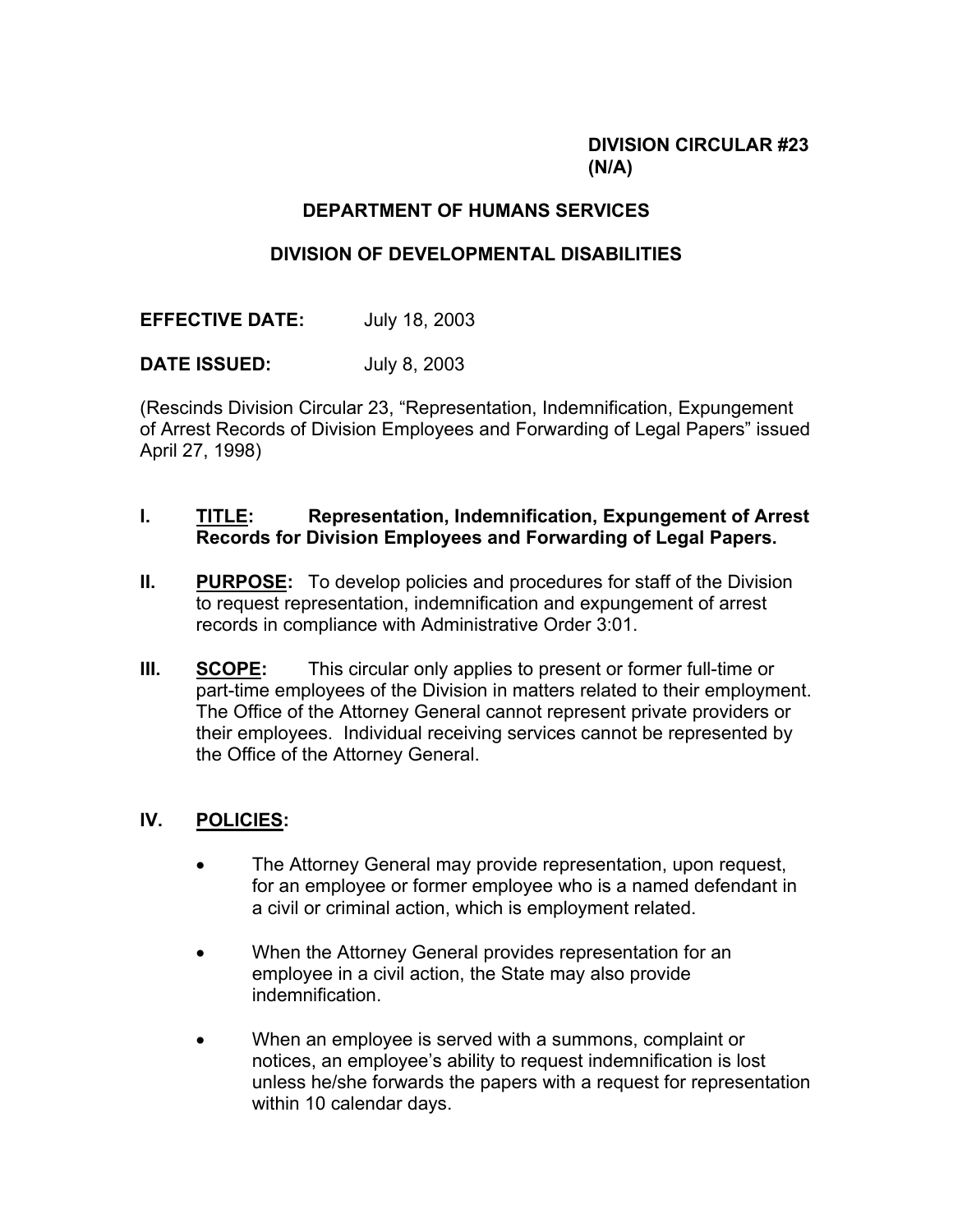**DIVISION CIRCULAR #23**
**(N/A)**

# DEPARTMENT OF HUMANS SERVICES

## DIVISION OF DEVELOPMENTAL DISABILITIES

**EFFECTIVE DATE:** July 18, 2003

**DATE ISSUED:** July 8, 2003

(Rescinds Division Circular 23, "Representation, Indemnification, Expungement of Arrest Records of Division Employees and Forwarding of Legal Papers" issued April 27, 1998)

**I. <u>TITLE</u>: Representation, Indemnification, Expungement of Arrest Records for Division Employees and Forwarding of Legal Papers.**

**II. <u>PURPOSE</u>:** To develop policies and procedures for staff of the Division to request representation, indemnification and expungement of arrest records in compliance with Administrative Order 3:01.

**III. <u>SCOPE</u>:** This circular only applies to present or former full-time or part-time employees of the Division in matters related to their employment. The Office of the Attorney General cannot represent private providers or their employees. Individual receiving services cannot be represented by the Office of the Attorney General.

**IV. <u>POLICIES</u>:**

- The Attorney General may provide representation, upon request, for an employee or former employee who is a named defendant in a civil or criminal action, which is employment related.
- When the Attorney General provides representation for an employee in a civil action, the State may also provide indemnification.
- When an employee is served with a summons, complaint or notices, an employee's ability to request indemnification is lost unless he/she forwards the papers with a request for representation within 10 calendar days.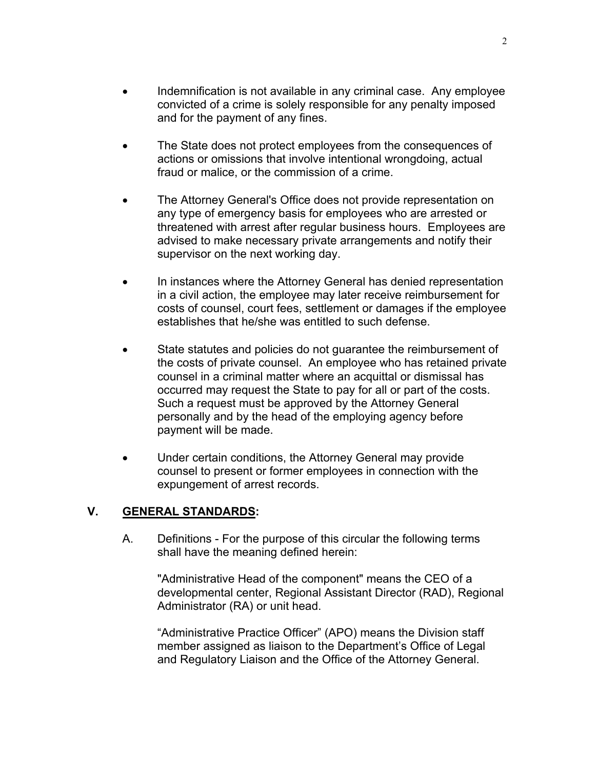- Indemnification is not available in any criminal case. Any employee convicted of a crime is solely responsible for any penalty imposed and for the payment of any fines.

- The State does not protect employees from the consequences of actions or omissions that involve intentional wrongdoing, actual fraud or malice, or the commission of a crime.

- The Attorney General's Office does not provide representation on any type of emergency basis for employees who are arrested or threatened with arrest after regular business hours. Employees are advised to make necessary private arrangements and notify their supervisor on the next working day.

- In instances where the Attorney General has denied representation in a civil action, the employee may later receive reimbursement for costs of counsel, court fees, settlement or damages if the employee establishes that he/she was entitled to such defense.

- State statutes and policies do not guarantee the reimbursement of the costs of private counsel. An employee who has retained private counsel in a criminal matter where an acquittal or dismissal has occurred may request the State to pay for all or part of the costs. Such a request must be approved by the Attorney General personally and by the head of the employing agency before payment will be made.

- Under certain conditions, the Attorney General may provide counsel to present or former employees in connection with the expungement of arrest records.

## V. <u>GENERAL STANDARDS</u>:

A. Definitions - For the purpose of this circular the following terms shall have the meaning defined herein:

"Administrative Head of the component" means the CEO of a developmental center, Regional Assistant Director (RAD), Regional Administrator (RA) or unit head.

“Administrative Practice Officer” (APO) means the Division staff member assigned as liaison to the Department’s Office of Legal and Regulatory Liaison and the Office of the Attorney General.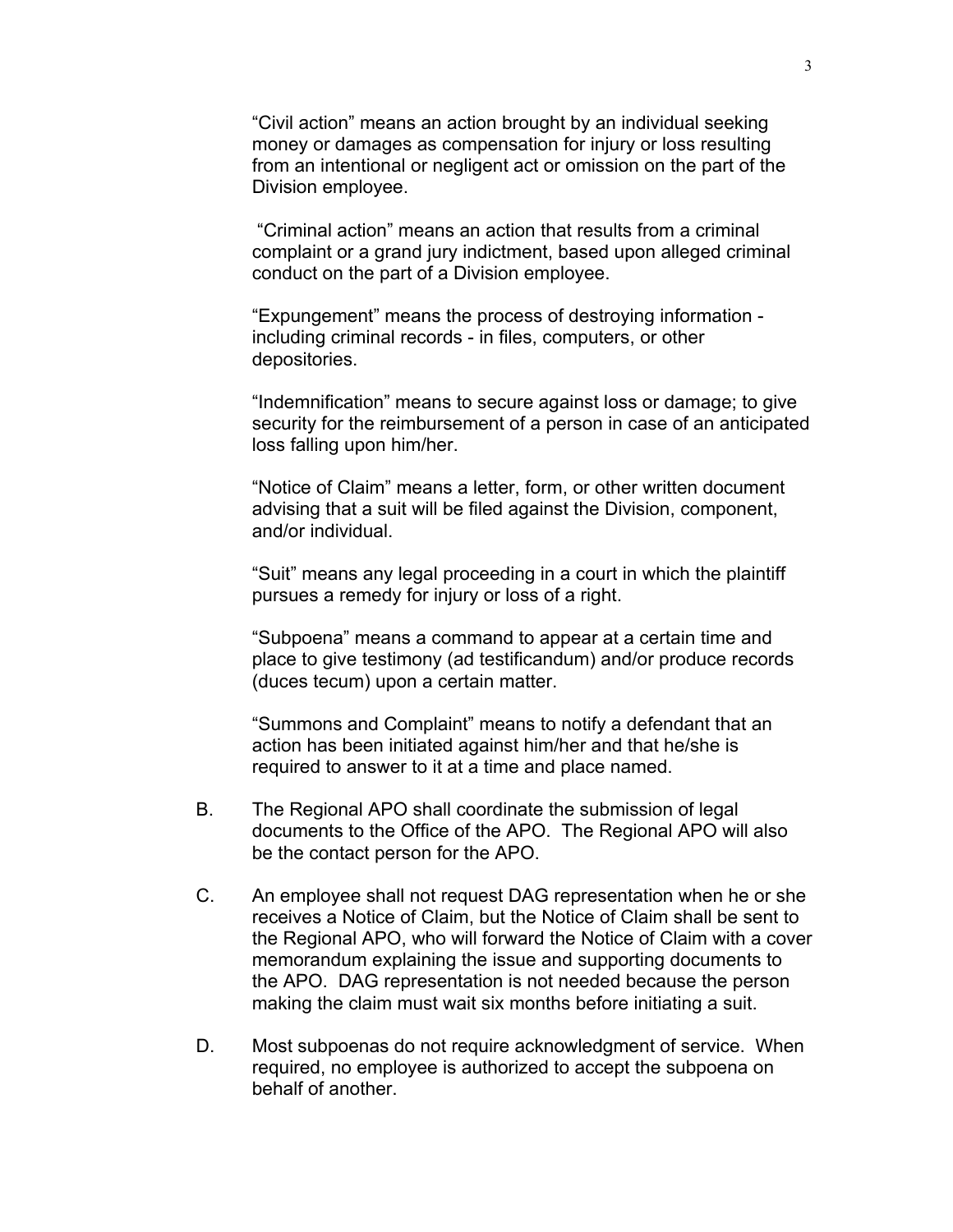"Civil action" means an action brought by an individual seeking money or damages as compensation for injury or loss resulting from an intentional or negligent act or omission on the part of the Division employee.

"Criminal action" means an action that results from a criminal complaint or a grand jury indictment, based upon alleged criminal conduct on the part of a Division employee.

"Expungement" means the process of destroying information - including criminal records - in files, computers, or other depositories.

"Indemnification" means to secure against loss or damage; to give security for the reimbursement of a person in case of an anticipated loss falling upon him/her.

"Notice of Claim" means a letter, form, or other written document advising that a suit will be filed against the Division, component, and/or individual.

"Suit" means any legal proceeding in a court in which the plaintiff pursues a remedy for injury or loss of a right.

"Subpoena" means a command to appear at a certain time and place to give testimony (ad testificandum) and/or produce records (duces tecum) upon a certain matter.

"Summons and Complaint" means to notify a defendant that an action has been initiated against him/her and that he/she is required to answer to it at a time and place named.

B. The Regional APO shall coordinate the submission of legal documents to the Office of the APO. The Regional APO will also be the contact person for the APO.

C. An employee shall not request DAG representation when he or she receives a Notice of Claim, but the Notice of Claim shall be sent to the Regional APO, who will forward the Notice of Claim with a cover memorandum explaining the issue and supporting documents to the APO. DAG representation is not needed because the person making the claim must wait six months before initiating a suit.

D. Most subpoenas do not require acknowledgment of service. When required, no employee is authorized to accept the subpoena on behalf of another.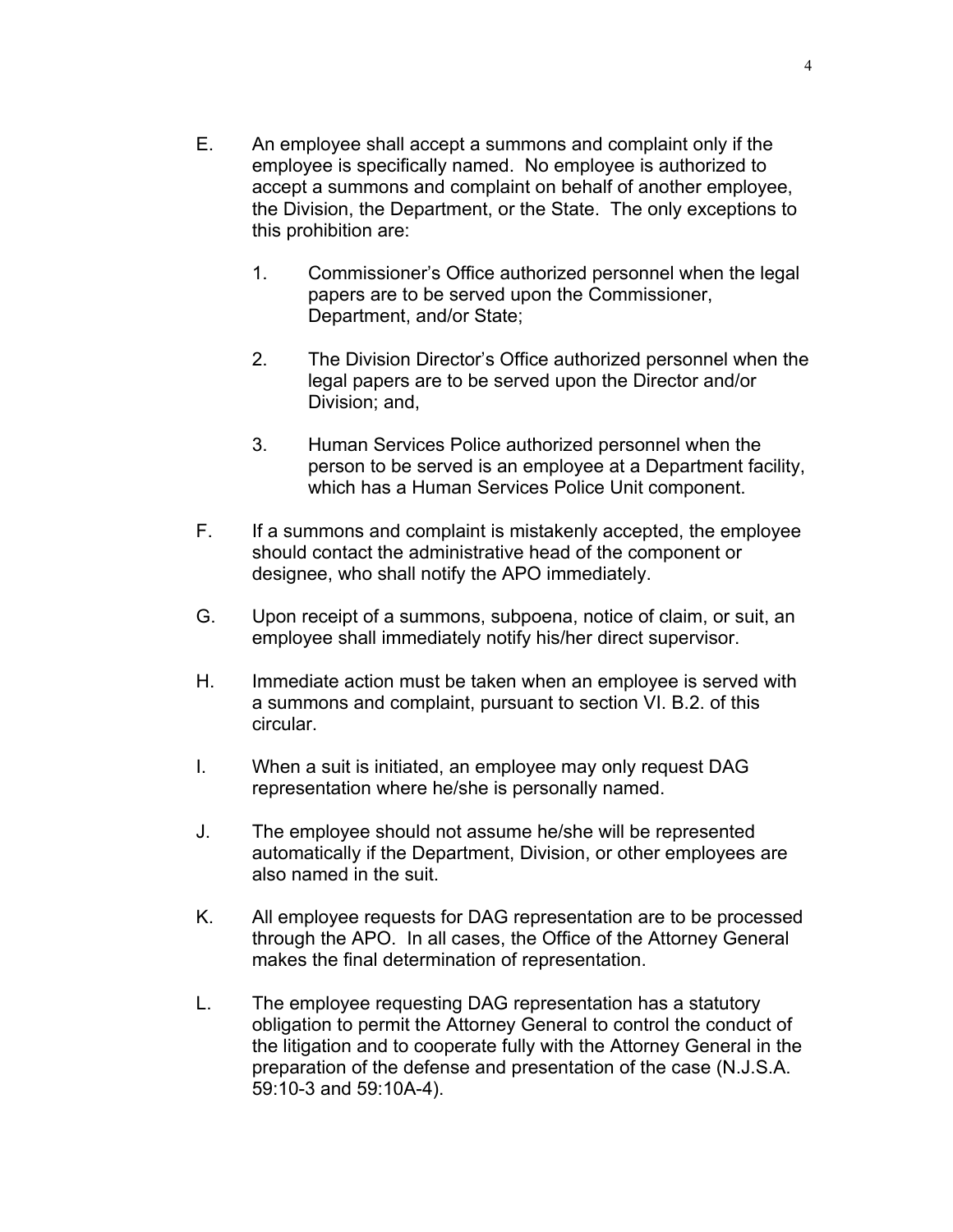E. An employee shall accept a summons and complaint only if the employee is specifically named. No employee is authorized to accept a summons and complaint on behalf of another employee, the Division, the Department, or the State. The only exceptions to this prohibition are:

   1. Commissioner's Office authorized personnel when the legal papers are to be served upon the Commissioner, Department, and/or State;

   2. The Division Director's Office authorized personnel when the legal papers are to be served upon the Director and/or Division; and,

   3. Human Services Police authorized personnel when the person to be served is an employee at a Department facility, which has a Human Services Police Unit component.

F. If a summons and complaint is mistakenly accepted, the employee should contact the administrative head of the component or designee, who shall notify the APO immediately.

G. Upon receipt of a summons, subpoena, notice of claim, or suit, an employee shall immediately notify his/her direct supervisor.

H. Immediate action must be taken when an employee is served with a summons and complaint, pursuant to section VI. B.2. of this circular.

I. When a suit is initiated, an employee may only request DAG representation where he/she is personally named.

J. The employee should not assume he/she will be represented automatically if the Department, Division, or other employees are also named in the suit.

K. All employee requests for DAG representation are to be processed through the APO. In all cases, the Office of the Attorney General makes the final determination of representation.

L. The employee requesting DAG representation has a statutory obligation to permit the Attorney General to control the conduct of the litigation and to cooperate fully with the Attorney General in the preparation of the defense and presentation of the case (N.J.S.A. 59:10-3 and 59:10A-4).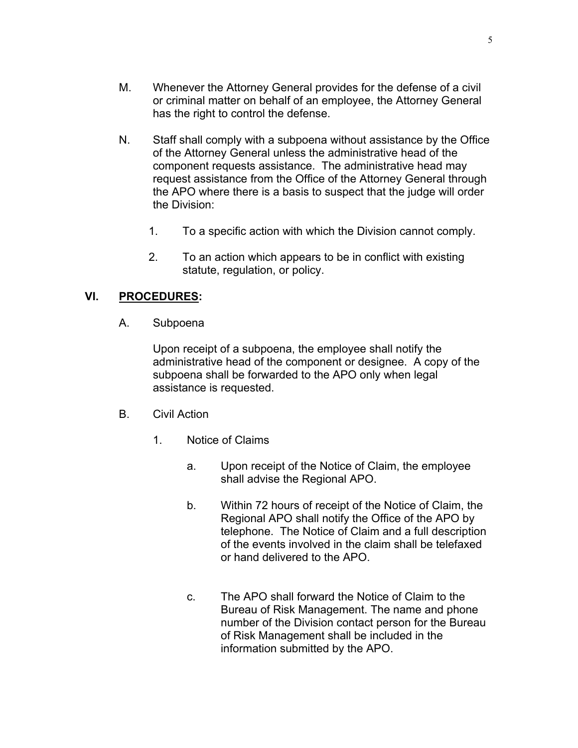M. Whenever the Attorney General provides for the defense of a civil or criminal matter on behalf of an employee, the Attorney General has the right to control the defense.

N. Staff shall comply with a subpoena without assistance by the Office of the Attorney General unless the administrative head of the component requests assistance. The administrative head may request assistance from the Office of the Attorney General through the APO where there is a basis to suspect that the judge will order the Division:

   1. To a specific action with which the Division cannot comply.

   2. To an action which appears to be in conflict with existing statute, regulation, or policy.

## VI. <u>PROCEDURES</u>:

A. Subpoena

   Upon receipt of a subpoena, the employee shall notify the administrative head of the component or designee. A copy of the subpoena shall be forwarded to the APO only when legal assistance is requested.

B. Civil Action

   1. Notice of Claims

      a. Upon receipt of the Notice of Claim, the employee shall advise the Regional APO.

      b. Within 72 hours of receipt of the Notice of Claim, the Regional APO shall notify the Office of the APO by telephone. The Notice of Claim and a full description of the events involved in the claim shall be telefaxed or hand delivered to the APO.

      c. The APO shall forward the Notice of Claim to the Bureau of Risk Management. The name and phone number of the Division contact person for the Bureau of Risk Management shall be included in the information submitted by the APO.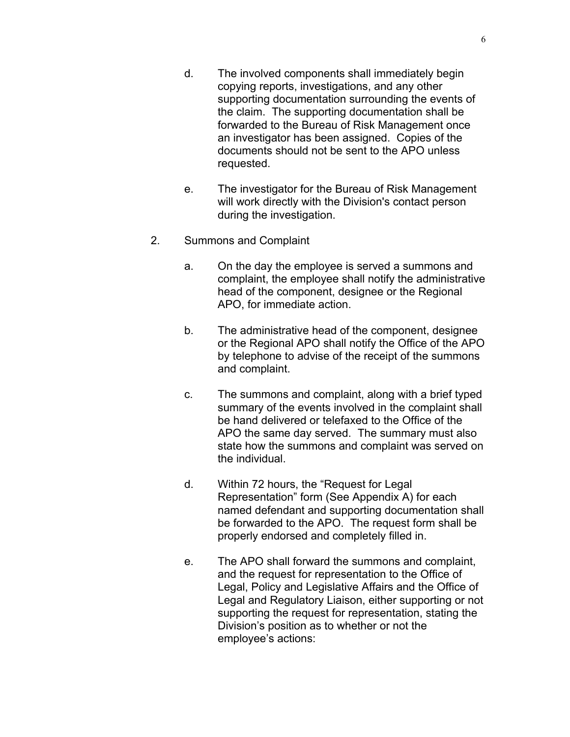d. The involved components shall immediately begin copying reports, investigations, and any other supporting documentation surrounding the events of the claim. The supporting documentation shall be forwarded to the Bureau of Risk Management once an investigator has been assigned. Copies of the documents should not be sent to the APO unless requested.

e. The investigator for the Bureau of Risk Management will work directly with the Division's contact person during the investigation.

2. Summons and Complaint

   a. On the day the employee is served a summons and complaint, the employee shall notify the administrative head of the component, designee or the Regional APO, for immediate action.

   b. The administrative head of the component, designee or the Regional APO shall notify the Office of the APO by telephone to advise of the receipt of the summons and complaint.

   c. The summons and complaint, along with a brief typed summary of the events involved in the complaint shall be hand delivered or telefaxed to the Office of the APO the same day served. The summary must also state how the summons and complaint was served on the individual.

   d. Within 72 hours, the "Request for Legal Representation" form (See Appendix A) for each named defendant and supporting documentation shall be forwarded to the APO. The request form shall be properly endorsed and completely filled in.

   e. The APO shall forward the summons and complaint, and the request for representation to the Office of Legal, Policy and Legislative Affairs and the Office of Legal and Regulatory Liaison, either supporting or not supporting the request for representation, stating the Division's position as to whether or not the employee's actions: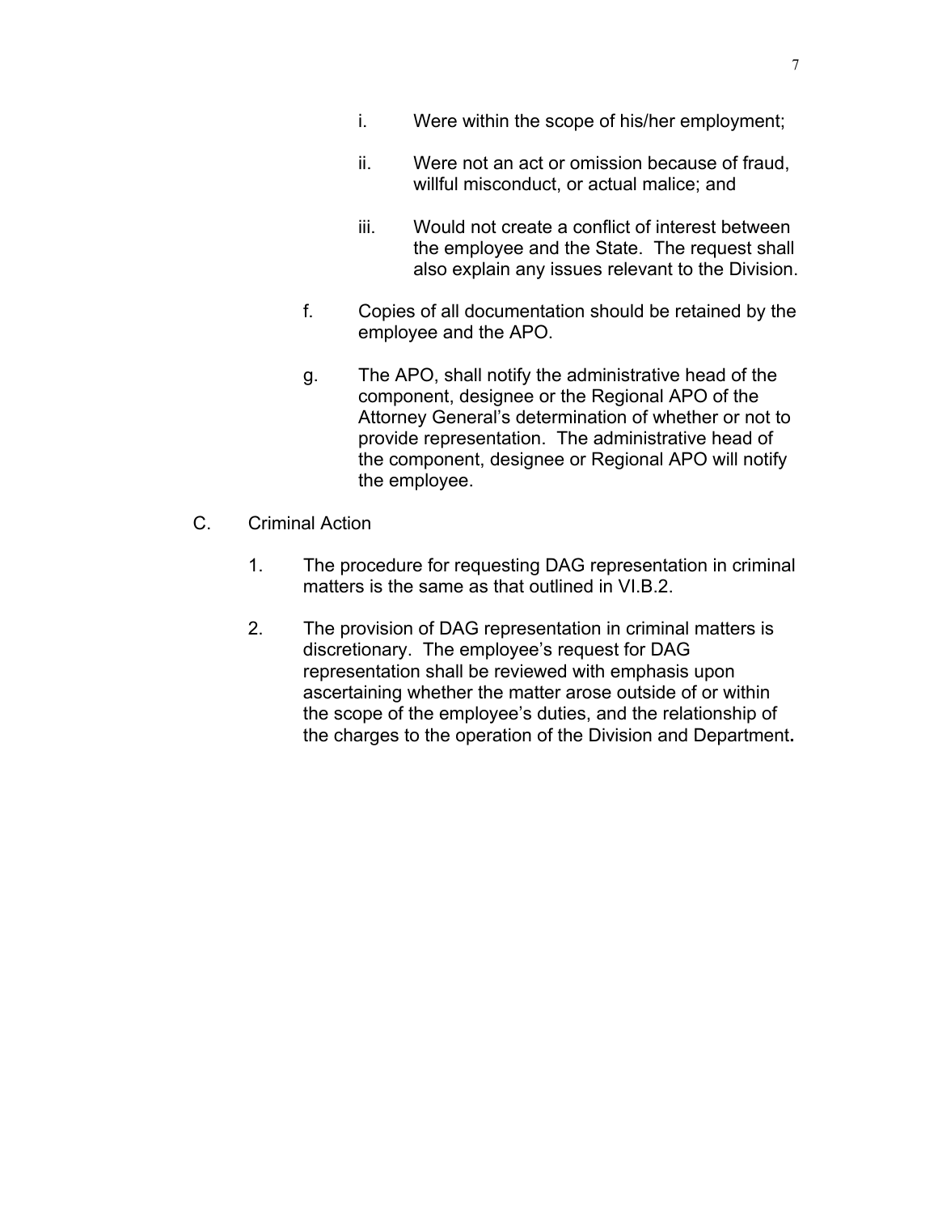i. Were within the scope of his/her employment;

ii. Were not an act or omission because of fraud, willful misconduct, or actual malice; and

iii. Would not create a conflict of interest between the employee and the State. The request shall also explain any issues relevant to the Division.

f. Copies of all documentation should be retained by the employee and the APO.

g. The APO, shall notify the administrative head of the component, designee or the Regional APO of the Attorney General's determination of whether or not to provide representation. The administrative head of the component, designee or Regional APO will notify the employee.

C. Criminal Action

1. The procedure for requesting DAG representation in criminal matters is the same as that outlined in VI.B.2.

2. The provision of DAG representation in criminal matters is discretionary. The employee's request for DAG representation shall be reviewed with emphasis upon ascertaining whether the matter arose outside of or within the scope of the employee's duties, and the relationship of the charges to the operation of the Division and Department.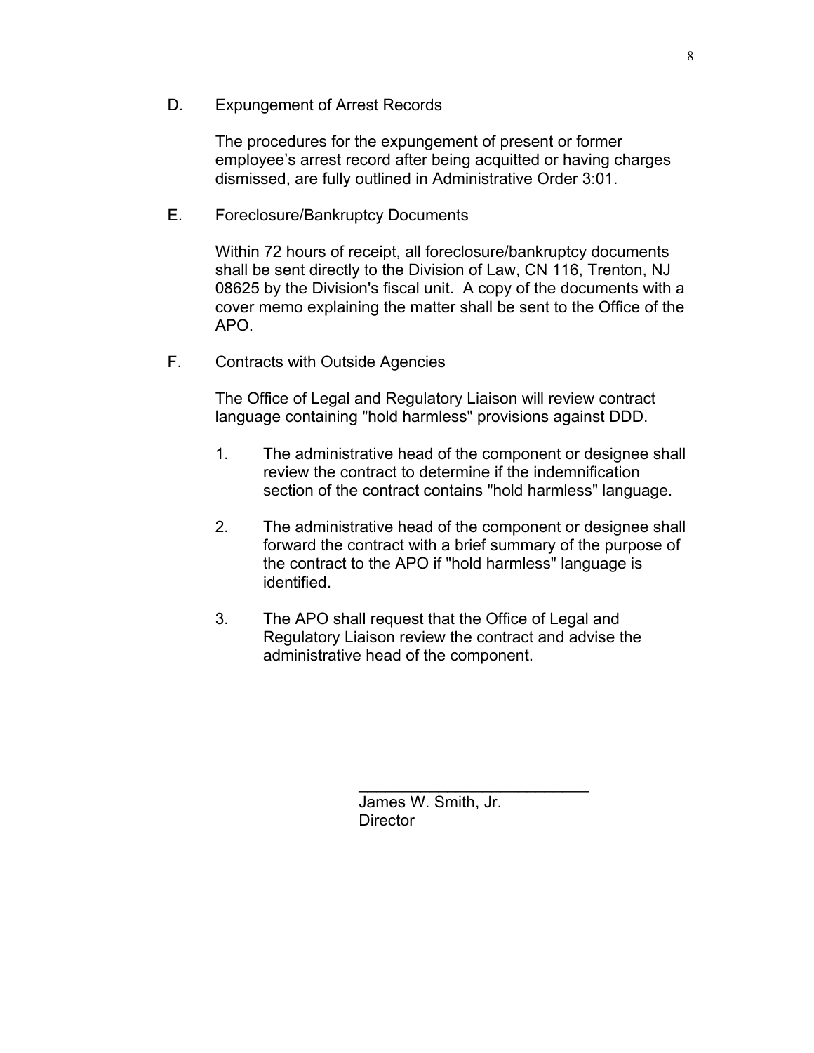D. Expungement of Arrest Records

The procedures for the expungement of present or former employee's arrest record after being acquitted or having charges dismissed, are fully outlined in Administrative Order 3:01.

E. Foreclosure/Bankruptcy Documents

Within 72 hours of receipt, all foreclosure/bankruptcy documents shall be sent directly to the Division of Law, CN 116, Trenton, NJ 08625 by the Division's fiscal unit. A copy of the documents with a cover memo explaining the matter shall be sent to the Office of the APO.

F. Contracts with Outside Agencies

The Office of Legal and Regulatory Liaison will review contract language containing "hold harmless" provisions against DDD.

1. The administrative head of the component or designee shall review the contract to determine if the indemnification section of the contract contains "hold harmless" language.

2. The administrative head of the component or designee shall forward the contract with a brief summary of the purpose of the contract to the APO if "hold harmless" language is identified.

3. The APO shall request that the Office of Legal and Regulatory Liaison review the contract and advise the administrative head of the component.

\_\_\_\_\_\_\_\_\_\_\_\_\_\_\_\_\_\_\_\_\_\_\_\_\_\_\_

James W. Smith, Jr.
Director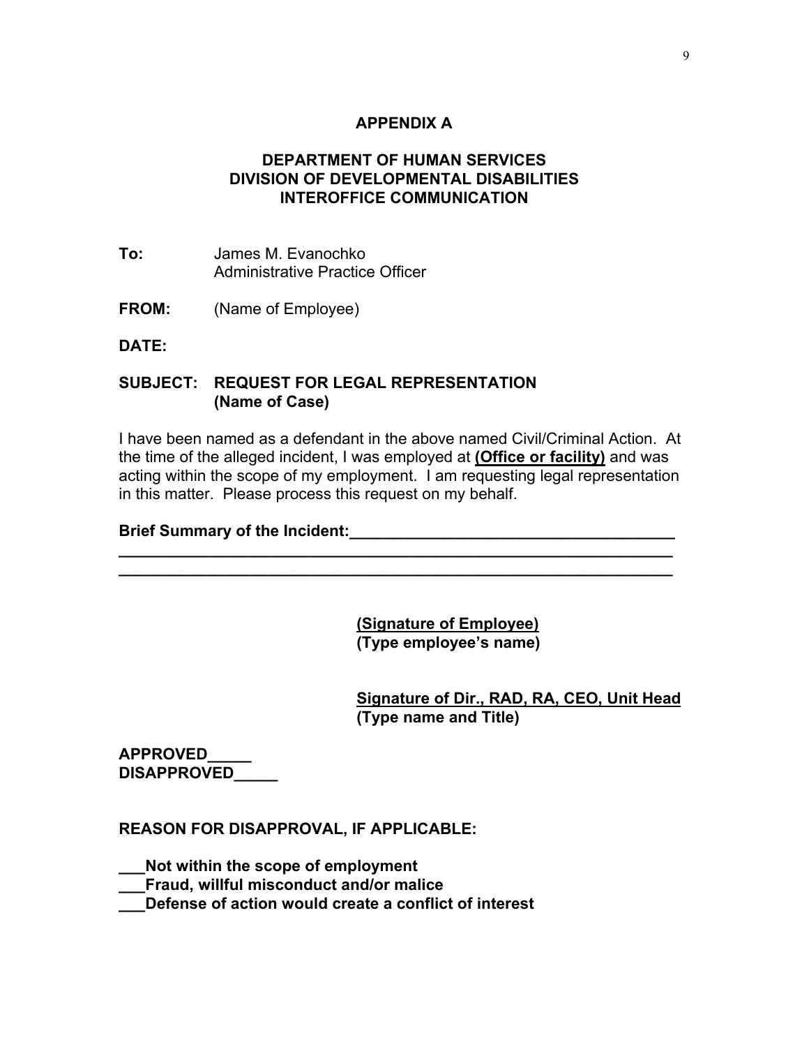# APPENDIX A

## DEPARTMENT OF HUMAN SERVICES
## DIVISION OF DEVELOPMENTAL DISABILITIES
## INTEROFFICE COMMUNICATION

**To:** James M. Evanochko
Administrative Practice Officer

**FROM:** (Name of Employee)

**DATE:**

**SUBJECT: REQUEST FOR LEGAL REPRESENTATION**
**(Name of Case)**

I have been named as a defendant in the above named Civil/Criminal Action. At the time of the alleged incident, I was employed at **(Office or facility)** and was acting within the scope of my employment. I am requesting legal representation in this matter. Please process this request on my behalf.

**Brief Summary of the Incident:_____________________________________**
**_______________________________________________________________**
**_______________________________________________________________**

**(Signature of Employee)**
**(Type employee's name)**

**Signature of Dir., RAD, RA, CEO, Unit Head**
**(Type name and Title)**

**APPROVED_____**
**DISAPPROVED_____**

**REASON FOR DISAPPROVAL, IF APPLICABLE:**

**___Not within the scope of employment**
**___Fraud, willful misconduct and/or malice**
**___Defense of action would create a conflict of interest**